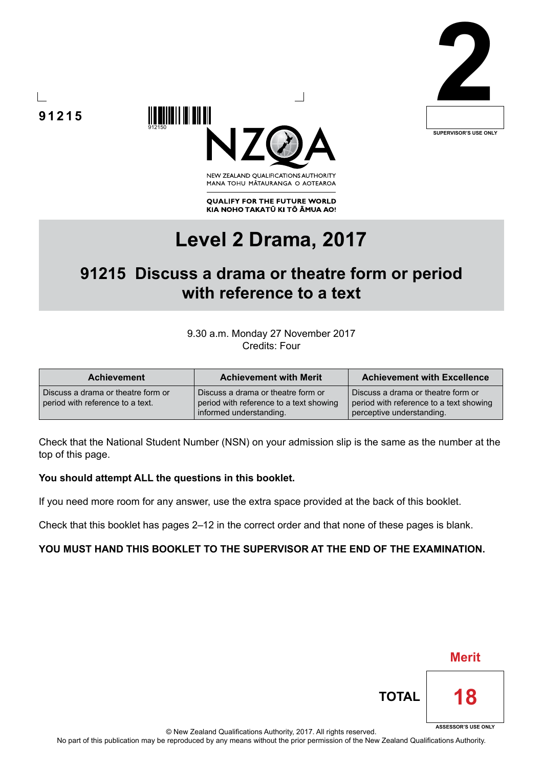91215

912150

**2**

SUPERVISOR'S USE ONLY

NEW ZEALAND QUALIFICATIONS AUTHORITY
MANA TOHU MĀTAURANGA O AOTEAROA

QUALIFY FOR THE FUTURE WORLD
KIA NOHO TAKATŪ KI TŌ ĀMUA AO!

# Level 2 Drama, 2017

## 91215 Discuss a drama or theatre form or period with reference to a text

9.30 a.m. Monday 27 November 2017
Credits: Four

| Achievement | Achievement with Merit | Achievement with Excellence |
|---|---|---|
| Discuss a drama or theatre form or period with reference to a text. | Discuss a drama or theatre form or period with reference to a text showing informed understanding. | Discuss a drama or theatre form or period with reference to a text showing perceptive understanding. |

Check that the National Student Number (NSN) on your admission slip is the same as the number at the top of this page.

**You should attempt ALL the questions in this booklet.**

If you need more room for any answer, use the extra space provided at the back of this booklet.

Check that this booklet has pages 2–12 in the correct order and that none of these pages is blank.

**YOU MUST HAND THIS BOOKLET TO THE SUPERVISOR AT THE END OF THE EXAMINATION.**

Merit

| TOTAL | 18 |
|---|---|

ASSESSOR'S USE ONLY

© New Zealand Qualifications Authority, 2017. All rights reserved.
No part of this publication may be reproduced by any means without the prior permission of the New Zealand Qualifications Authority.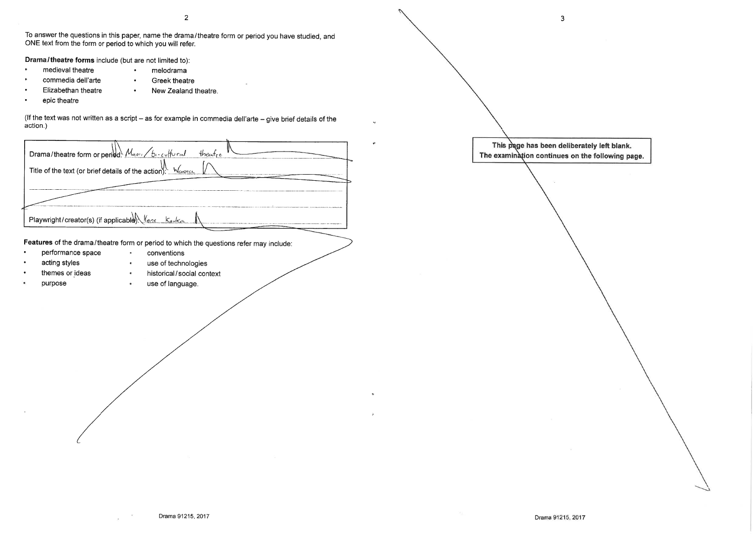To answer the questions in this paper, name the drama/theatre form or period you have studied, and ONE text from the form or period to which you will refer.

**Drama/theatre forms** include (but are not limited to):

- medieval theatre
- commedia dell'arte
- Elizabethan theatre
- epic theatre
- melodrama
- Greek theatre
- New Zealand theatre.

(If the text was not written as a script – as for example in commedia dell'arte – give brief details of the action.)

| |
|---|
| Drama/theatre form or period: Maori/bi-cultural theatre |
| Title of the text (or brief details of the action): Werewere |
| Playwright/creator(s) (if applicable): Hone Kouka |

**Features** of the drama/theatre form or period to which the questions refer may include:

- performance space
- acting styles
- themes or ideas
- purpose
- conventions
- use of technologies
- historical/social context
- use of language.

**This page has been deliberately left blank.**
**The examination continues on the following page.**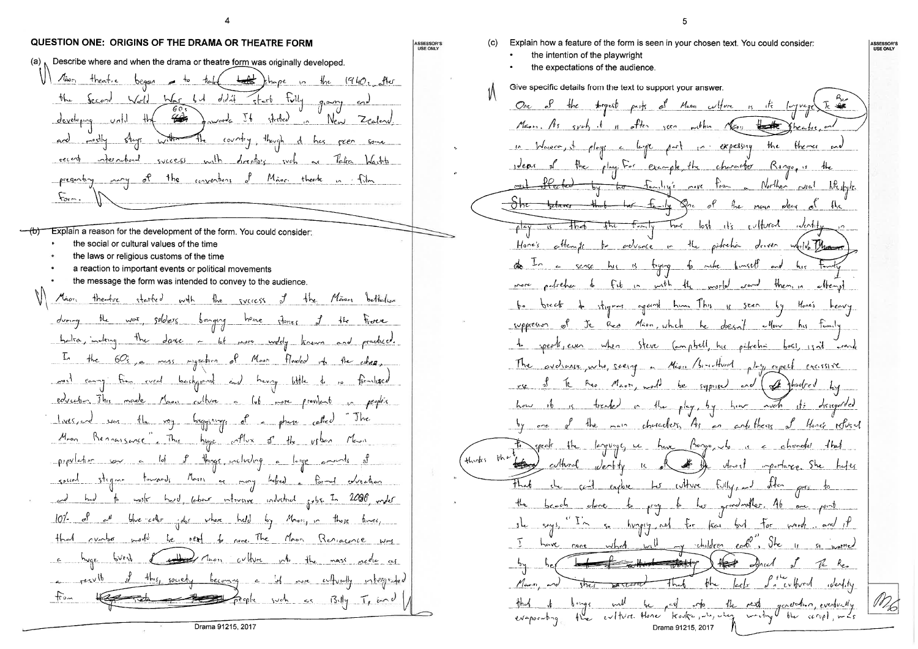## QUESTION ONE: ORIGINS OF THE DRAMA OR THEATRE FORM

(a) Describe where and when the drama or theatre form was originally developed.

Māori theatre began to take shape in the 1940s, after the Second World War but didn't start fully growing and developing until the 60s onwards. It started in New Zealand, and mostly stays within the country, though it has seen some recent international success with directors such as Taika Waititi presenting many of the conventions of Māori theatre in film form.

(b) Explain a reason for the development of the form. You could consider:

- the social or cultural values of the time
- the laws or religious customs of the time
- a reaction to important events or political movements
- the message the form was intended to convey to the audience.

Māori theatre started with the success of the Māori battalion during the war, soldiers bringing home stories of the fierce haka, making the dance a lot more widely known and practiced. In the 60's, a mass migration of Māori flooded into the cities, most coming from rural background and having little to no formalised education. This made Māori culture a lot more prevalent in people's lives, and was the very beginnings of a phase called "The Māori Renaissance". This huge influx of the urban Māori population saw a lot of things, including a large amounts of social stigma towards Māori as many lacked a formal education and had to work hard, labour intensive industrial jobs. In 2000, under 10% of all blue-collar jobs where held by Māori, in those times, that number would be next to none. The Māori Renaissance was a huge burst of Māori culture into the mass media as a result of this, society becoming a lot more culturally integrated from people such as Billy T. James

(c) Explain how a feature of the form is seen in your chosen text. You could consider:

- the intention of the playwright
- the expectations of the audience.

Give specific details from the text to support your answer.

One of the largest parts of Māori culture is its language, Te Reo Māori. As such, it is often seen within Māori theatre, and in Waiora, it plays a large part in expressing the themes and ideas of the play. For example, the character Rongo, is the most affected by her family's move from a Northern rural lifestyle. One of the main ideas of the play is that the family has lost its cultural identity in Hone's attempts to advance in the pākehā driven world. In a sense he is trying to make himself and his family more pākehā to fit in with the world around them, in attempt to break the stigmas against him. This is seen by Hone's heavy suppression of Te Reo Māori, which he doesn't allow his family to speak, even when Steve Campbell, his pākehā boss, isn't around. The audience, who, seeing a Māori/bi-cultural play, expect excessive use of Te Reo Māori, would be surprised and shocked by how it is treated in the play, by how much it's disregarded by one of the main characters. As an antithesis of Hone's refusal to speak the language, we have Rongo, who is a character that thinks that cultural identity is of the utmost importance. She hates that she can't explore her culture fully, and often goes to the beach alone to pray to her grandmother. At one point she says, "I'm so hungry, not for kai but for words.. and if I have none what will my children eat". She is so worried by her lack of Te Reo Māori, and she's scared that the lack of the cultural identity that it brings will be passed onto the next generation, eventually evaporating the culture. Hone Kouka, who, when writing the script, was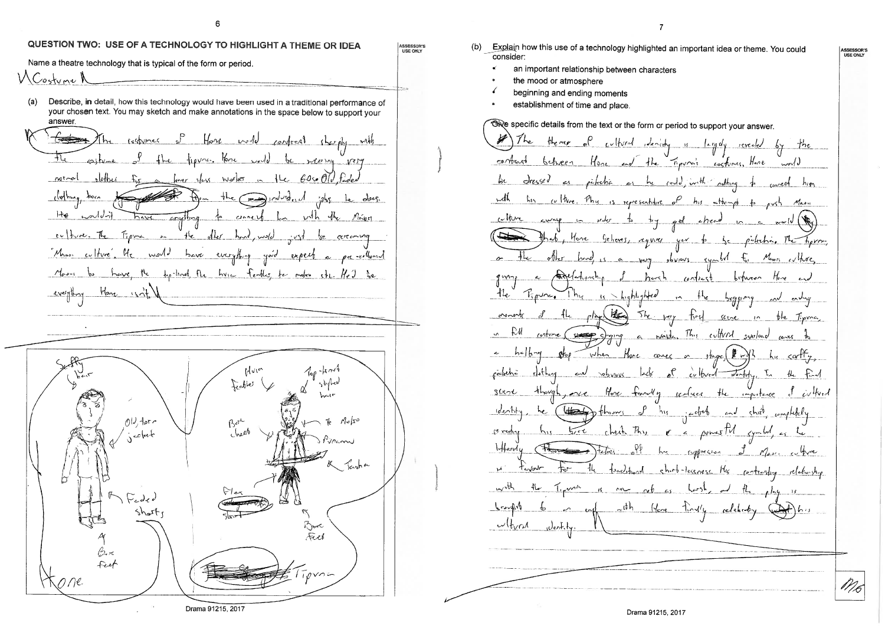## QUESTION TWO: USE OF A TECHNOLOGY TO HIGHLIGHT A THEME OR IDEA

Name a theatre technology that is typical of the form or period.

Costume

(a) Describe, in detail, how this technology would have been used in a traditional performance of your chosen text. You may sketch and make annotations in the space below to support your answer.

The costumes of Hone would contrast sharply with the costume of the tipuna. Hone would be wearing very normal clothes for a lower class worker in the 60s. Old, faded clothing, torn from the industrial jobs he does. He wouldn't have anything to connect him with the Maori culture. The Tipuna on the other hand, would just be screaming 'Maori culture'. He would have everything you'd expect a pre-colonised Maori to have, the top-knot, the huia feathers, tee moko etc. He'd be everything Hone isn't.

Scruffy hair

Old, torn jacket

Faded shorts

Bare feet

Hone

Huia feathers

Top-knot styled hair

Bare chest

Tee Moko

Pounamu

Taiaha

Flax skirt

Bare feet

Tipuna

(b) Explain how this use of a technology highlighted an important idea or theme. You could consider:

- an important relationship between characters
- the mood or atmosphere
- beginning and ending moments
- establishment of time and place.

Give specific details from the text or the form or period to support your answer.

The theme of cultural identity is largely revealed by the contrast between Hone and the Tipuna's costumes. Hone would be dressed as pakeha as he could, with nothing to connect him with his culture. This is representative of his attempt to push Maori culture away in order to try get ahead in a world that, Hone believes, requires you to be pakeha. The tipuna, on the other hand, is a very obvious symbol for Maori culture, giving a relationship of harsh contrast between Hone and the Tipuna. This is highlighted in the beginning and ending moments of the play. The very first scene is the Tipuna in full costume singing a waiata. This cultural overload comes to a halting stop when Hone comes on stage with his scruffy, pakeha clothing and obvious lack of cultural identity. In the final scene though, once Hone finally realises the importance of cultural identity, he throws of his jacket and shirt, completely revealing his bare chest. This is a powerful symbol, as he literally takes off his suppression of Maori culture in favour for the traditional shirt-lessness. His contrasting relationship with the Tipuna is now not as harsh, and the play is brought to an end with Hone finally celebrating his cultural identity.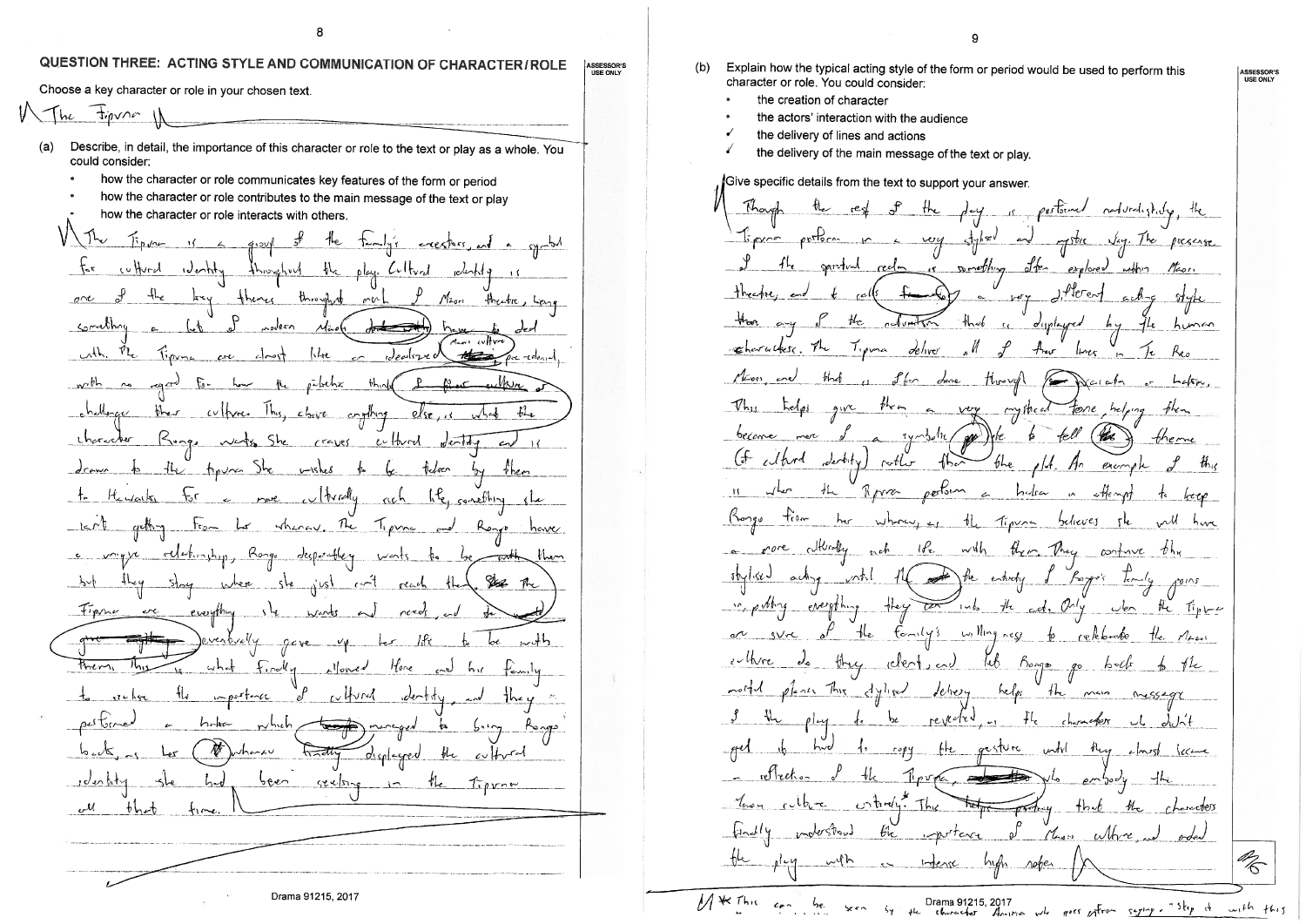## QUESTION THREE: ACTING STYLE AND COMMUNICATION OF CHARACTER/ROLE

Choose a key character or role in your chosen text.

The Tipuna

(a) Describe, in detail, the importance of this character or role to the text or play as a whole. You could consider:

- how the character or role communicates key features of the form or period
- how the character or role contributes to the main message of the text or play
- how the character or role interacts with others.

The Tipuna is a group of the family's ancestors, and a symbol for cultural identity throughout the play. Cultural identity is one of the key themes throughout much of Maori theatre, being something a lot of modern Maori have to deal with. The Tipuna are almost like an idealized Maori culture pre-colonial, with no regard for how the pakeha think or challenge their culture. This, above anything else, is what the character Rongo wants. She craves cultural identity and is drawn to the tipuna. She wishes to be taken by them to Hawaiki for a more culturally rich life, something she isn't getting from her whanau. The Tipuna and Rongo have a unique relationship, Rongo desperately wants to be with them but they stay where she just can't reach them. The Tipuna are everything she wants and needs, and she eventually gave up her life to be with them. This is what finally allowed Hone and his family to realise the importance of cultural identity, and they performed a haka which managed to bring Rongo back, as her whanau finally displayed the cultural identity she had been seeking in the Tipuna all that time.

(b) Explain how the typical acting style of the form or period would be used to perform this character or role. You could consider:

- the creation of character
- the actors' interaction with the audience
- the delivery of lines and actions
- the delivery of the main message of the text or play.

Give specific details from the text to support your answer.

Though the rest of the play is performed naturalistically, the Tipuna perform in a very stylised and mystic way. The presence of the spiritual realm is something often explored within Maori theatre, and it calls for a very different acting style than any of the naturalism that is displayed by the human characters. The Tipuna deliver all of their lines in Te Reo Maori, and that is often done through karakia or haka. This helps give them a very mystical tone, helping them become more of a symbolic figure to tell the theme (of cultural identity) rather than the plot. An example of this is when the Tipuna perform a haka in attempt to keep Rongo from her whanau, as the Tipuna believes she will have a more culturally rich life with them. They continue this stylised acting until the entirety of Rongo's family joins in, putting everything they can into the act. Only when the Tipuna are sure of the family's willingness to celebrate the Maori culture do they relent, and let Rongo go back to the mortal plane. This stylised delivery helps the main message of the play to be revealed, as the characters who didn't get it had to copy the gesture until they almost became a reflection of the Tipuna, who embody the Maori culture entirely.* This symbolised that the characters finally understood the importance of Maori culture, and ended the play with an intense high note.

* This can be seen by the character Amiria who goes from saying "Stop it with this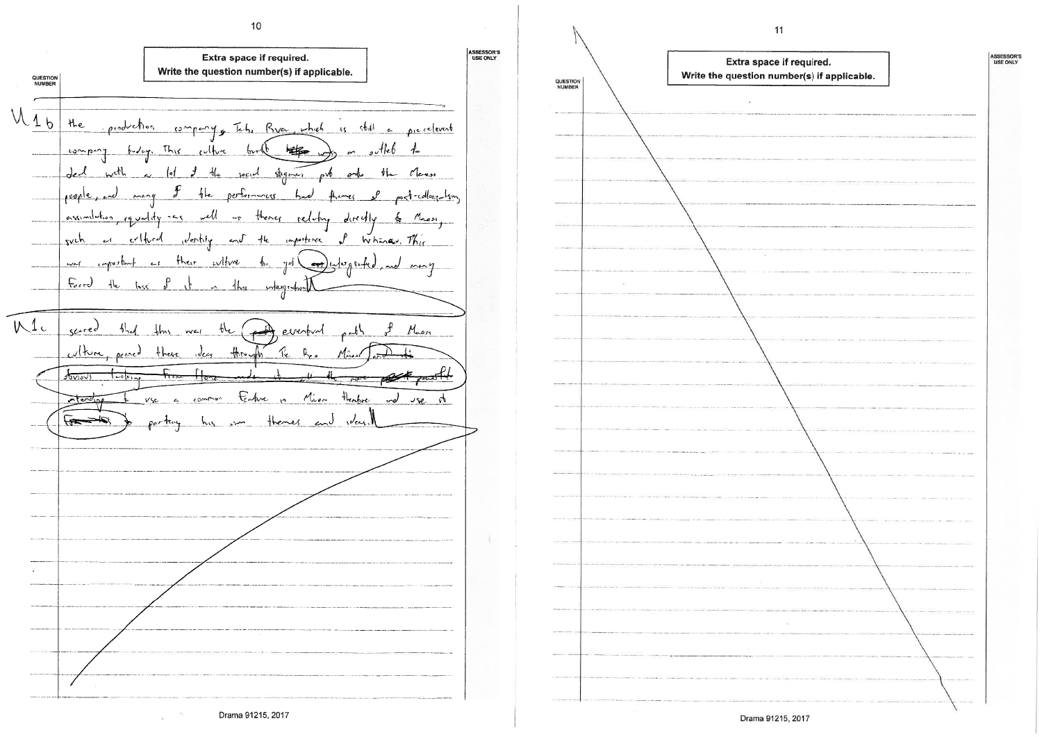**Extra space if required.**
**Write the question number(s) if applicable.**

QUESTION NUMBER

1b

the production company, Taki Rua, which is still a pre-relevent company today. This culture built ~~help~~ was an outlet to deal with a lot of the social stigmas put onto the Maori people, and many of the performances had themes of post-colonialism, assimilation, equality - as well as themes relating directly to Maori, such as cultural identity and the importance of whānau. This was important as their culture had got ~~(…)~~ integrated, and many feared the loss of it in this integration.

1c

scared that this was the ~~path~~ eventual path of Maori culture, proved these ideas through Te Reo Māori ~~and the obvious lacking from Hone made it all the more powerful~~ intending to use a common feature in Maori theatre and use it ~~(…)~~ to portray his own themes and ideas.

Drama 91215, 2017

**Extra space if required.**
**Write the question number(s) if applicable.**

QUESTION NUMBER

Drama 91215, 2017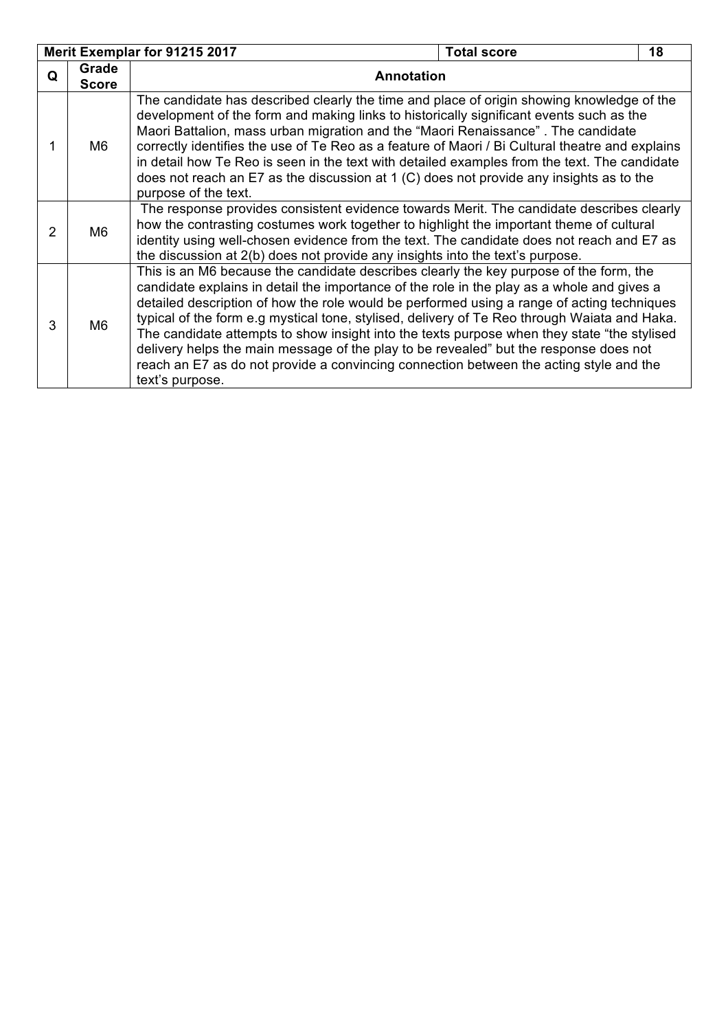| Merit Exemplar for 91215 2017 | | Total score | 18 |
|---|---|---|---|
| **Q** | **Grade Score** | **Annotation** | |
| 1 | M6 | The candidate has described clearly the time and place of origin showing knowledge of the development of the form and making links to historically significant events such as the Maori Battalion, mass urban migration and the "Maori Renaissance" . The candidate correctly identifies the use of Te Reo as a feature of Maori / Bi Cultural theatre and explains in detail how Te Reo is seen in the text with detailed examples from the text. The candidate does not reach an E7 as the discussion at 1 (C) does not provide any insights as to the purpose of the text. | |
| 2 | M6 | The response provides consistent evidence towards Merit. The candidate describes clearly how the contrasting costumes work together to highlight the important theme of cultural identity using well-chosen evidence from the text. The candidate does not reach and E7 as the discussion at 2(b) does not provide any insights into the text's purpose. | |
| 3 | M6 | This is an M6 because the candidate describes clearly the key purpose of the form, the candidate explains in detail the importance of the role in the play as a whole and gives a detailed description of how the role would be performed using a range of acting techniques typical of the form e.g mystical tone, stylised, delivery of Te Reo through Waiata and Haka. The candidate attempts to show insight into the texts purpose when they state "the stylised delivery helps the main message of the play to be revealed" but the response does not reach an E7 as do not provide a convincing connection between the acting style and the text's purpose. | |